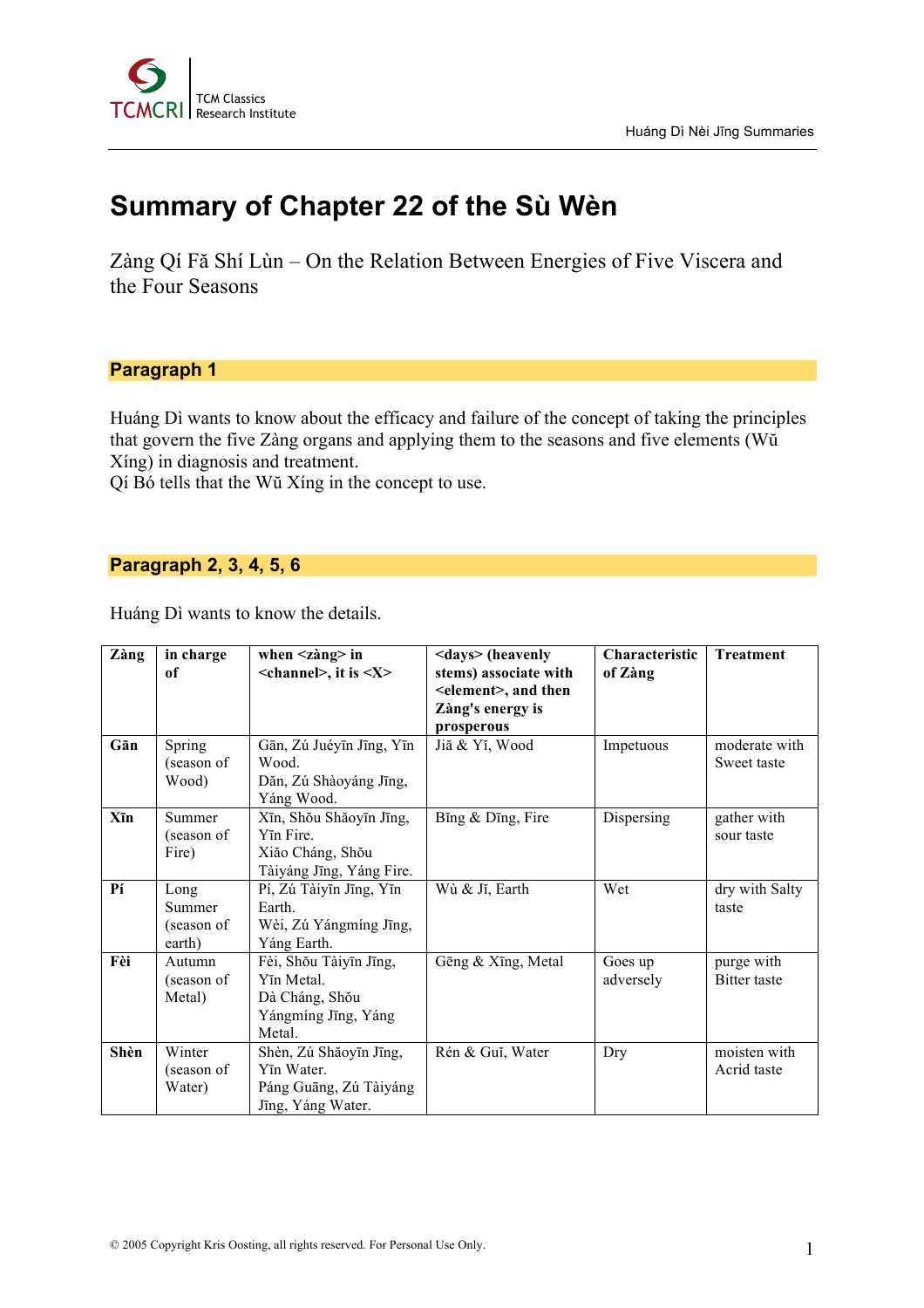# Summary of Chapter 22 of the Sù Wèn

Zàng Qí Fă Shí Lùn – On the Relation Between Energies of Five Viscera and the Four Seasons

## Paragraph 1

Huáng Dì wants to know about the efficacy and failure of the concept of taking the principles that govern the five Zàng organs and applying them to the seasons and five elements (Wŭ Xíng) in diagnosis and treatment.
Qí Bó tells that the Wŭ Xíng in the concept to use.

## Paragraph 2, 3, 4, 5, 6

Huáng Dì wants to know the details.

| Zàng | in charge of | when <zàng> in <channel>, it is <X> | <days> (heavenly stems) associate with <element>, and then Zàng's energy is prosperous | Characteristic of Zàng | Treatment |
|---|---|---|---|---|---|
| Gān | Spring (season of Wood) | Gān, Zú Juéyīn Jīng, Yīn Wood. Dăn, Zú Shàoyáng Jīng, Yáng Wood. | Jiă & Yĭ, Wood | Impetuous | moderate with Sweet taste |
| Xīn | Summer (season of Fire) | Xīn, Shŏu Shăoyīn Jīng, Yīn Fire. Xiăo Cháng, Shŏu Tàiyáng Jīng, Yáng Fire. | Bĭng & Dīng, Fire | Dispersing | gather with sour taste |
| Pí | Long Summer (season of earth) | Pí, Zú Tàiyīn Jīng, Yīn Earth. Wèi, Zú Yángmíng Jīng, Yáng Earth. | Wù & Jĭ, Earth | Wet | dry with Salty taste |
| Fèi | Autumn (season of Metal) | Fèi, Shŏu Tàiyīn Jīng, Yīn Metal. Dà Cháng, Shŏu Yángmíng Jīng, Yáng Metal. | Gēng & Xīng, Metal | Goes up adversely | purge with Bitter taste |
| Shèn | Winter (season of Water) | Shèn, Zú Shăoyīn Jīng, Yīn Water. Páng Guāng, Zú Tàiyáng Jīng, Yáng Water. | Rén & Guĭ, Water | Dry | moisten with Acrid taste |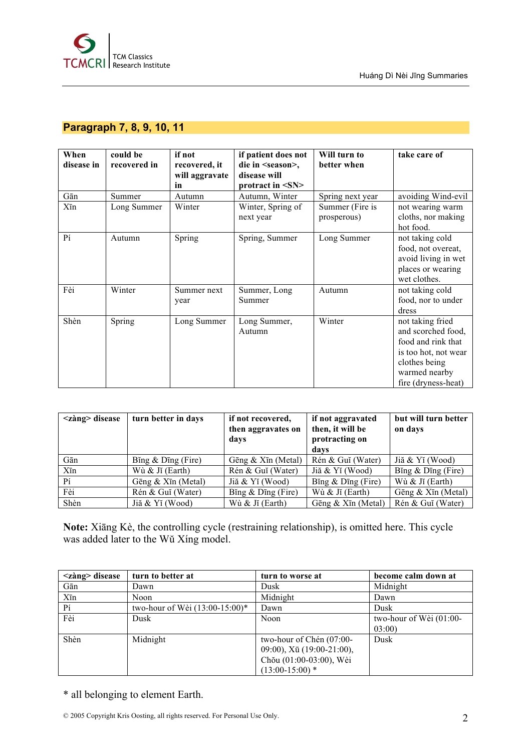## Paragraph 7, 8, 9, 10, 11

| When disease in | could be recovered in | if not recovered, it will aggravate in | if patient does not die in <season>, disease will protract in <SN> | Will turn to better when | take care of |
|---|---|---|---|---|---|
| Gān | Summer | Autumn | Autumn, Winter | Spring next year | avoiding Wind-evil |
| Xīn | Long Summer | Winter | Winter, Spring of next year | Summer (Fire is prosperous) | not wearing warm cloths, nor making hot food. |
| Pí | Autumn | Spring | Spring, Summer | Long Summer | not taking cold food, not overeat, avoid living in wet places or wearing wet clothes. |
| Fèi | Winter | Summer next year | Summer, Long Summer | Autumn | not taking cold food, nor to under dress |
| Shèn | Spring | Long Summer | Long Summer, Autumn | Winter | not taking fried and scorched food, food and rink that is too hot, not wear clothes being warmed nearby fire (dryness-heat) |

| <zàng> disease | turn better in days | if not recovered, then aggravates on days | if not aggravated then, it will be protracting on days | but will turn better on days |
|---|---|---|---|---|
| Gān | Bǐng & Dīng (Fire) | Gēng & Xīn (Metal) | Rén & Guǐ (Water) | Jiă & Yǐ (Wood) |
| Xīn | Wù & Jǐ (Earth) | Rén & Guǐ (Water) | Jiă & Yǐ (Wood) | Bǐng & Dīng (Fire) |
| Pí | Gēng & Xīn (Metal) | Jiă & Yǐ (Wood) | Bǐng & Dīng (Fire) | Wù & Jǐ (Earth) |
| Fèi | Rén & Guǐ (Water) | Bǐng & Dīng (Fire) | Wù & Jǐ (Earth) | Gēng & Xīn (Metal) |
| Shèn | Jiă & Yǐ (Wood) | Wù & Jǐ (Earth) | Gēng & Xīn (Metal) | Rén & Guǐ (Water) |

**Note:** Xiāng Kè, the controlling cycle (restraining relationship), is omitted here. This cycle was added later to the Wŭ Xíng model.

| <zàng> disease | turn to better at | turn to worse at | become calm down at |
|---|---|---|---|
| Gān | Dawn | Dusk | Midnight |
| Xīn | Noon | Midnight | Dawn |
| Pí | two-hour of Wèi (13:00-15:00)* | Dawn | Dusk |
| Fèi | Dusk | Noon | two-hour of Wèi (01:00-03:00) |
| Shèn | Midnight | two-hour of Chén (07:00-09:00), Xū (19:00-21:00), Chŏu (01:00-03:00), Wèi (13:00-15:00) * | Dusk |

\* all belonging to element Earth.

© 2005 Copyright Kris Oosting, all rights reserved. For Personal Use Only.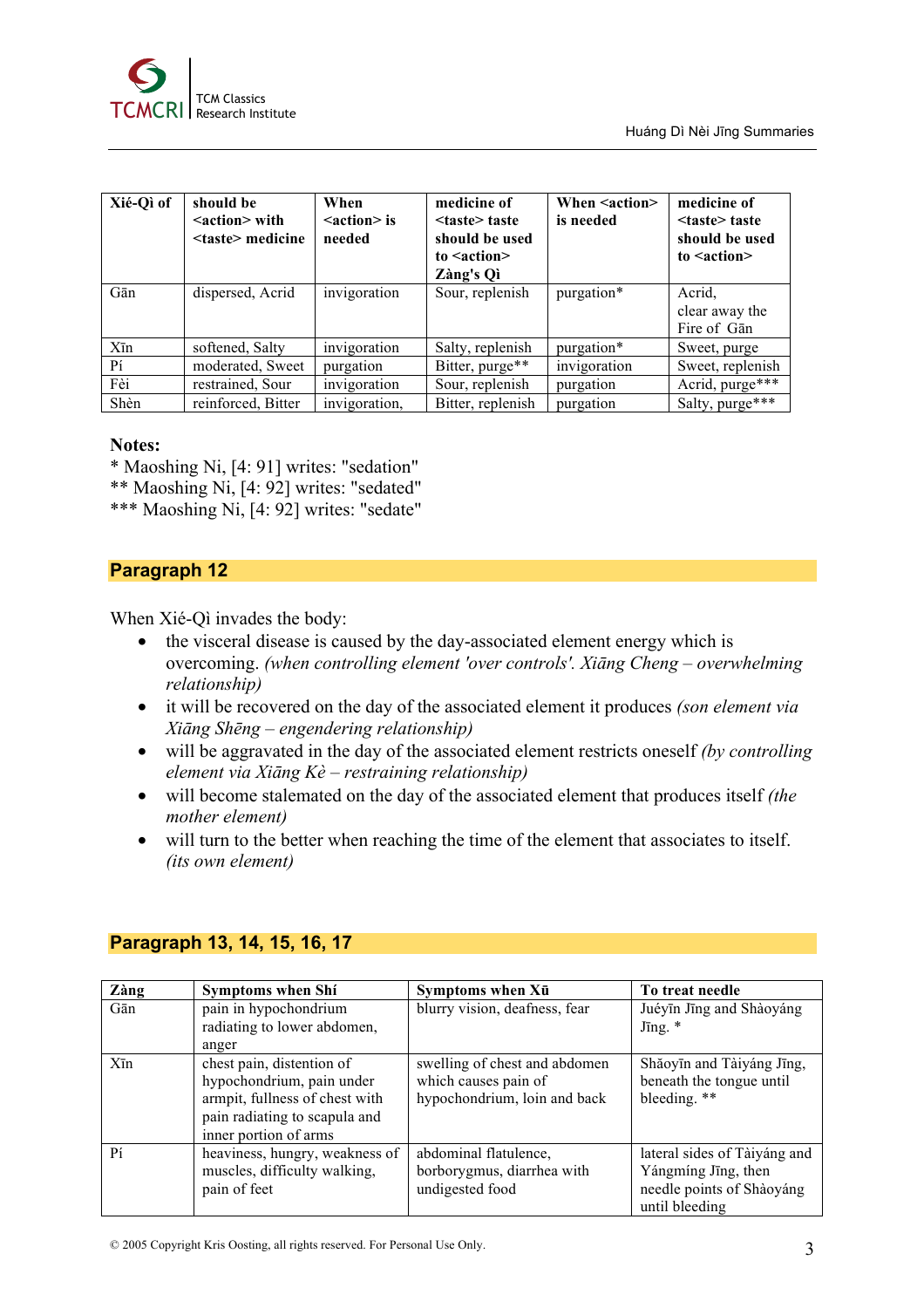| Xié-Qì of | should be <action> with <taste> medicine | When <action> is needed | medicine of <taste> taste should be used to <action> Zàng's Qì | When <action> is needed | medicine of <taste> taste should be used to <action> |
|---|---|---|---|---|---|
| Gān | dispersed, Acrid | invigoration | Sour, replenish | purgation* | Acrid, clear away the Fire of Gān |
| Xīn | softened, Salty | invigoration | Salty, replenish | purgation* | Sweet, purge |
| Pí | moderated, Sweet | purgation | Bitter, purge** | invigoration | Sweet, replenish |
| Fèi | restrained, Sour | invigoration | Sour, replenish | purgation | Acrid, purge*** |
| Shèn | reinforced, Bitter | invigoration, | Bitter, replenish | purgation | Salty, purge*** |

**Notes:**
* Maoshing Ni, [4: 91] writes: "sedation"
** Maoshing Ni, [4: 92] writes: "sedated"
*** Maoshing Ni, [4: 92] writes: "sedate"

## Paragraph 12

When Xié-Qì invades the body:

- the visceral disease is caused by the day-associated element energy which is overcoming. *(when controlling element 'over controls'. Xiāng Cheng – overwhelming relationship)*
- it will be recovered on the day of the associated element it produces *(son element via Xiāng Shēng – engendering relationship)*
- will be aggravated in the day of the associated element restricts oneself *(by controlling element via Xiāng Kè – restraining relationship)*
- will become stalemated on the day of the associated element that produces itself *(the mother element)*
- will turn to the better when reaching the time of the element that associates to itself. *(its own element)*

## Paragraph 13, 14, 15, 16, 17

| Zàng | Symptoms when Shí | Symptoms when Xū | To treat needle |
|---|---|---|---|
| Gān | pain in hypochondrium radiating to lower abdomen, anger | blurry vision, deafness, fear | Juéyīn Jīng and Shàoyáng Jīng. * |
| Xīn | chest pain, distention of hypochondrium, pain under armpit, fullness of chest with pain radiating to scapula and inner portion of arms | swelling of chest and abdomen which causes pain of hypochondrium, loin and back | Shǎoyīn and Tàiyáng Jīng, beneath the tongue until bleeding. ** |
| Pí | heaviness, hungry, weakness of muscles, difficulty walking, pain of feet | abdominal flatulence, borborygmus, diarrhea with undigested food | lateral sides of Tàiyáng and Yángmíng Jīng, then needle points of Shàoyáng until bleeding |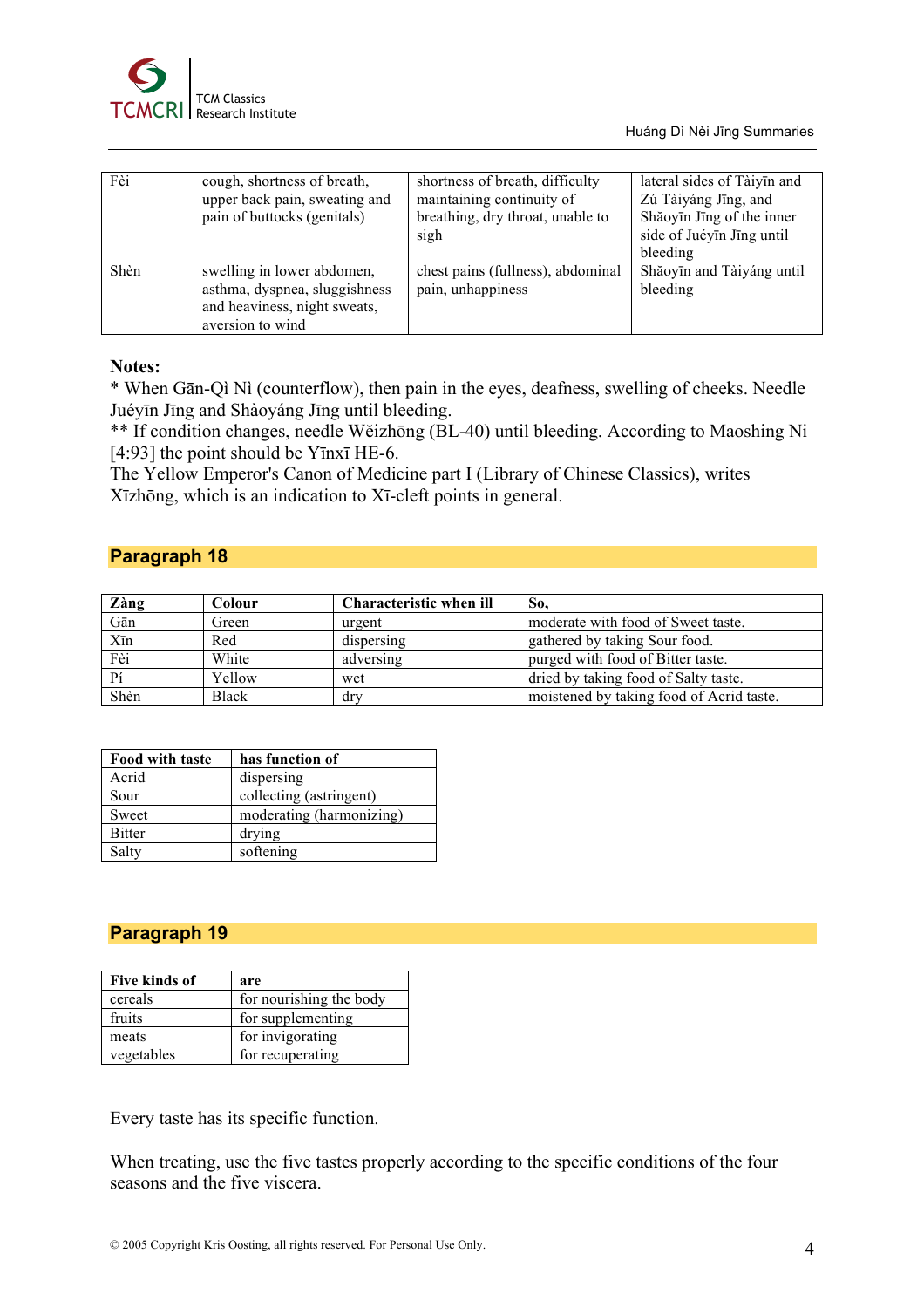| | | | |
|---|---|---|---|
| Fèi | cough, shortness of breath, upper back pain, sweating and pain of buttocks (genitals) | shortness of breath, difficulty maintaining continuity of breathing, dry throat, unable to sigh | lateral sides of Tàiyīn and Zú Tàiyáng Jīng, and Shǎoyīn Jīng of the inner side of Juéyīn Jīng until bleeding |
| Shèn | swelling in lower abdomen, asthma, dyspnea, sluggishness and heaviness, night sweats, aversion to wind | chest pains (fullness), abdominal pain, unhappiness | Shǎoyīn and Tàiyáng until bleeding |

**Notes:**
* When Gān-Qì Nì (counterflow), then pain in the eyes, deafness, swelling of cheeks. Needle Juéyīn Jīng and Shàoyáng Jīng until bleeding.
** If condition changes, needle Wěizhōng (BL-40) until bleeding. According to Maoshing Ni [4:93] the point should be Yīnxī HE-6.
The Yellow Emperor's Canon of Medicine part I (Library of Chinese Classics), writes Xīzhōng, which is an indication to Xī-cleft points in general.

## Paragraph 18

| Zàng | Colour | Characteristic when ill | So, |
|---|---|---|---|
| Gān | Green | urgent | moderate with food of Sweet taste. |
| Xīn | Red | dispersing | gathered by taking Sour food. |
| Fèi | White | adversing | purged with food of Bitter taste. |
| Pí | Yellow | wet | dried by taking food of Salty taste. |
| Shèn | Black | dry | moistened by taking food of Acrid taste. |

| Food with taste | has function of |
|---|---|
| Acrid | dispersing |
| Sour | collecting (astringent) |
| Sweet | moderating (harmonizing) |
| Bitter | drying |
| Salty | softening |

## Paragraph 19

| Five kinds of | are |
|---|---|
| cereals | for nourishing the body |
| fruits | for supplementing |
| meats | for invigorating |
| vegetables | for recuperating |

Every taste has its specific function.

When treating, use the five tastes properly according to the specific conditions of the four seasons and the five viscera.

© 2005 Copyright Kris Oosting, all rights reserved. For Personal Use Only.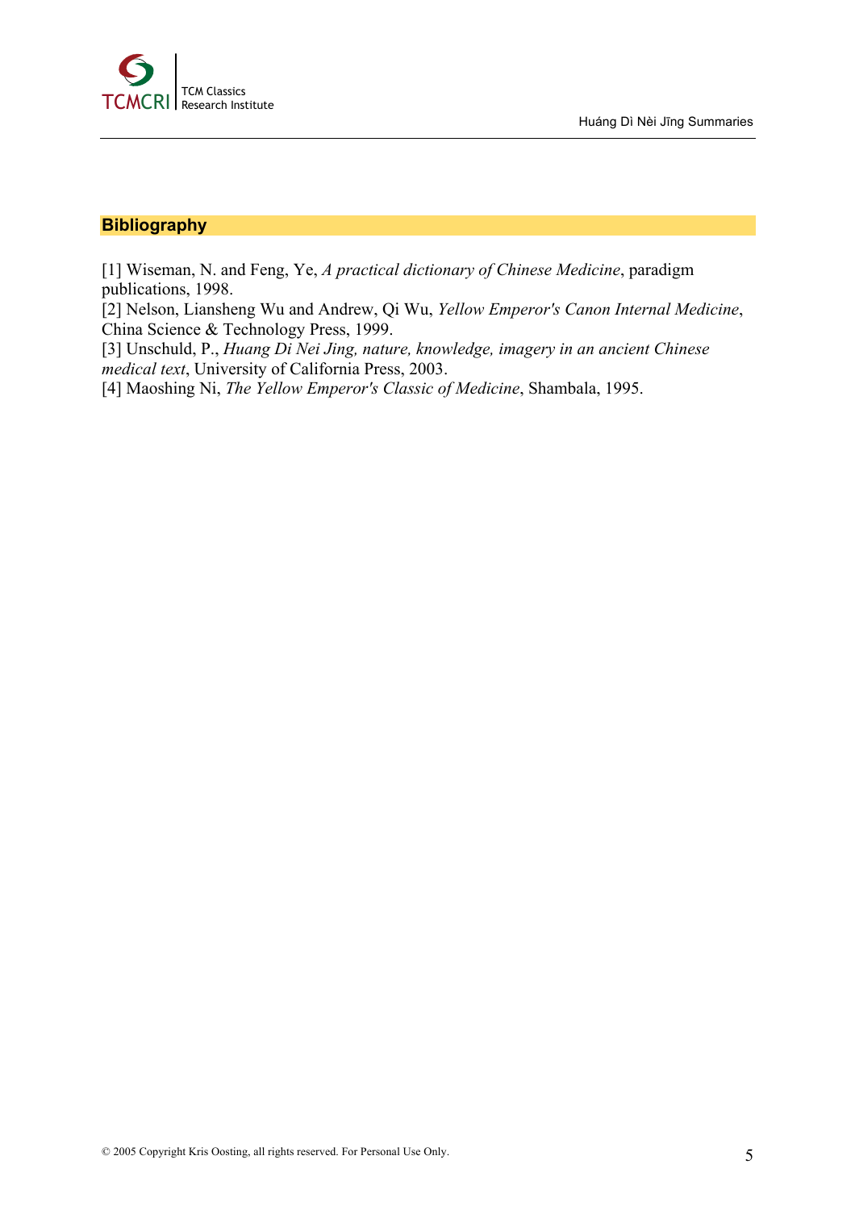## Bibliography

[1] Wiseman, N. and Feng, Ye, *A practical dictionary of Chinese Medicine*, paradigm publications, 1998.
[2] Nelson, Liansheng Wu and Andrew, Qi Wu, *Yellow Emperor's Canon Internal Medicine*, China Science & Technology Press, 1999.
[3] Unschuld, P., *Huang Di Nei Jing, nature, knowledge, imagery in an ancient Chinese medical text*, University of California Press, 2003.
[4] Maoshing Ni, *The Yellow Emperor's Classic of Medicine*, Shambala, 1995.